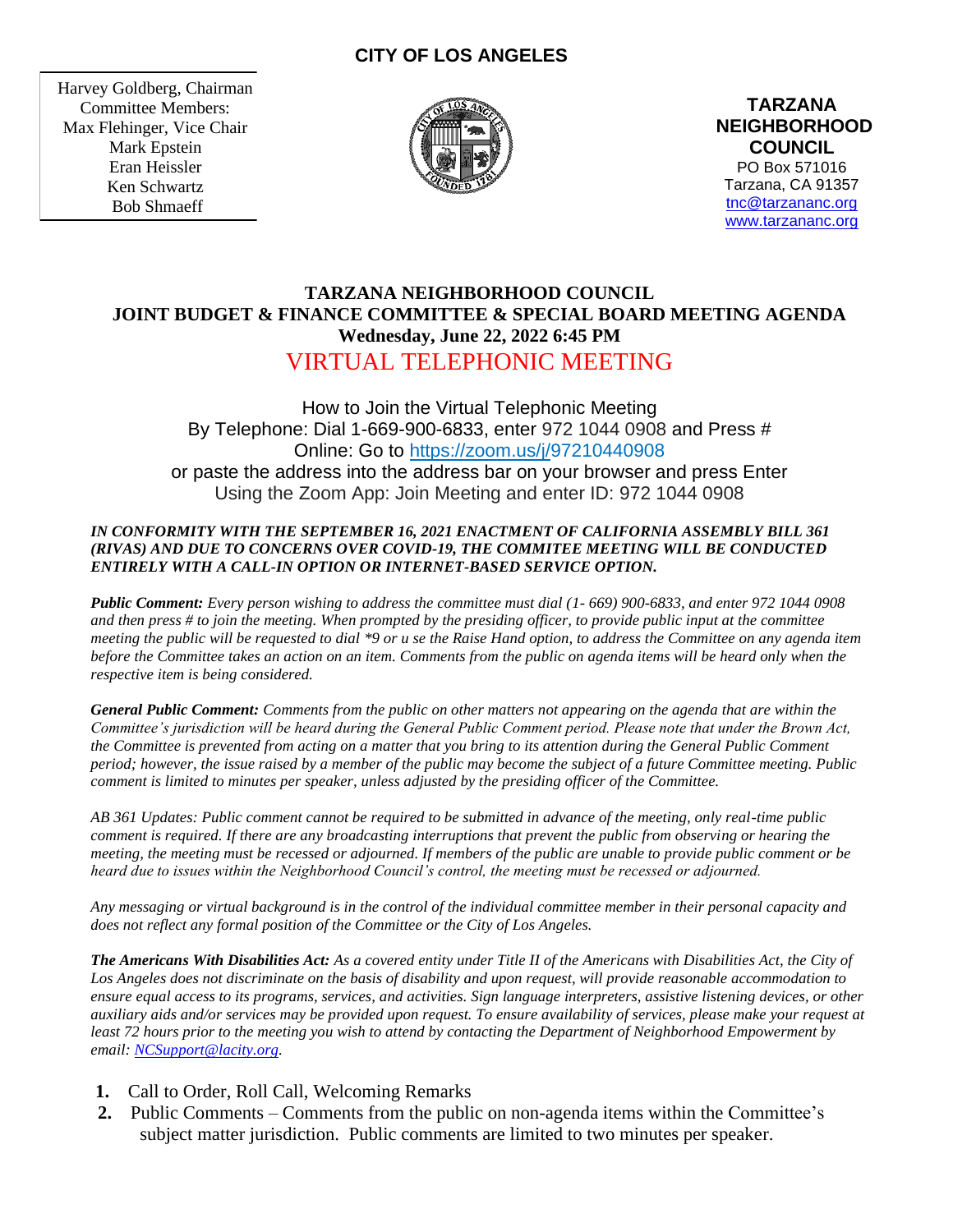**CITY OF LOS ANGELES**

Harvey Goldberg, Chairman
Committee Members:
Max Flehinger, Vice Chair
Mark Epstein
Eran Heissler
Ken Schwartz
Bob Shmaeff

**TARZANA NEIGHBORHOOD COUNCIL**
PO Box 571016
Tarzana, CA 91357
tnc@tarzananc.org
www.tarzananc.org

# TARZANA NEIGHBORHOOD COUNCIL
## JOINT BUDGET & FINANCE COMMITTEE & SPECIAL BOARD MEETING AGENDA
### Wednesday, June 22, 2022 6:45 PM

## VIRTUAL TELEPHONIC MEETING

How to Join the Virtual Telephonic Meeting
By Telephone: Dial 1-669-900-6833, enter 972 1044 0908 and Press #
Online: Go to https://zoom.us/j/97210440908
or paste the address into the address bar on your browser and press Enter
Using the Zoom App: Join Meeting and enter ID: 972 1044 0908

***IN CONFORMITY WITH THE SEPTEMBER 16, 2021 ENACTMENT OF CALIFORNIA ASSEMBLY BILL 361 (RIVAS) AND DUE TO CONCERNS OVER COVID-19, THE COMMITEE MEETING WILL BE CONDUCTED ENTIRELY WITH A CALL-IN OPTION OR INTERNET-BASED SERVICE OPTION.***

***Public Comment:*** *Every person wishing to address the committee must dial (1- 669) 900-6833, and enter 972 1044 0908 and then press # to join the meeting. When prompted by the presiding officer, to provide public input at the committee meeting the public will be requested to dial \*9 or u se the Raise Hand option, to address the Committee on any agenda item before the Committee takes an action on an item. Comments from the public on agenda items will be heard only when the respective item is being considered.*

***General Public Comment:*** *Comments from the public on other matters not appearing on the agenda that are within the Committee's jurisdiction will be heard during the General Public Comment period. Please note that under the Brown Act, the Committee is prevented from acting on a matter that you bring to its attention during the General Public Comment period; however, the issue raised by a member of the public may become the subject of a future Committee meeting. Public comment is limited to minutes per speaker, unless adjusted by the presiding officer of the Committee.*

*AB 361 Updates: Public comment cannot be required to be submitted in advance of the meeting, only real-time public comment is required. If there are any broadcasting interruptions that prevent the public from observing or hearing the meeting, the meeting must be recessed or adjourned. If members of the public are unable to provide public comment or be heard due to issues within the Neighborhood Council's control, the meeting must be recessed or adjourned.*

*Any messaging or virtual background is in the control of the individual committee member in their personal capacity and does not reflect any formal position of the Committee or the City of Los Angeles.*

***The Americans With Disabilities Act:*** *As a covered entity under Title II of the Americans with Disabilities Act, the City of Los Angeles does not discriminate on the basis of disability and upon request, will provide reasonable accommodation to ensure equal access to its programs, services, and activities. Sign language interpreters, assistive listening devices, or other auxiliary aids and/or services may be provided upon request. To ensure availability of services, please make your request at least 72 hours prior to the meeting you wish to attend by contacting the Department of Neighborhood Empowerment by email: NCSupport@lacity.org.*

1. Call to Order, Roll Call, Welcoming Remarks
2. Public Comments – Comments from the public on non-agenda items within the Committee's subject matter jurisdiction. Public comments are limited to two minutes per speaker.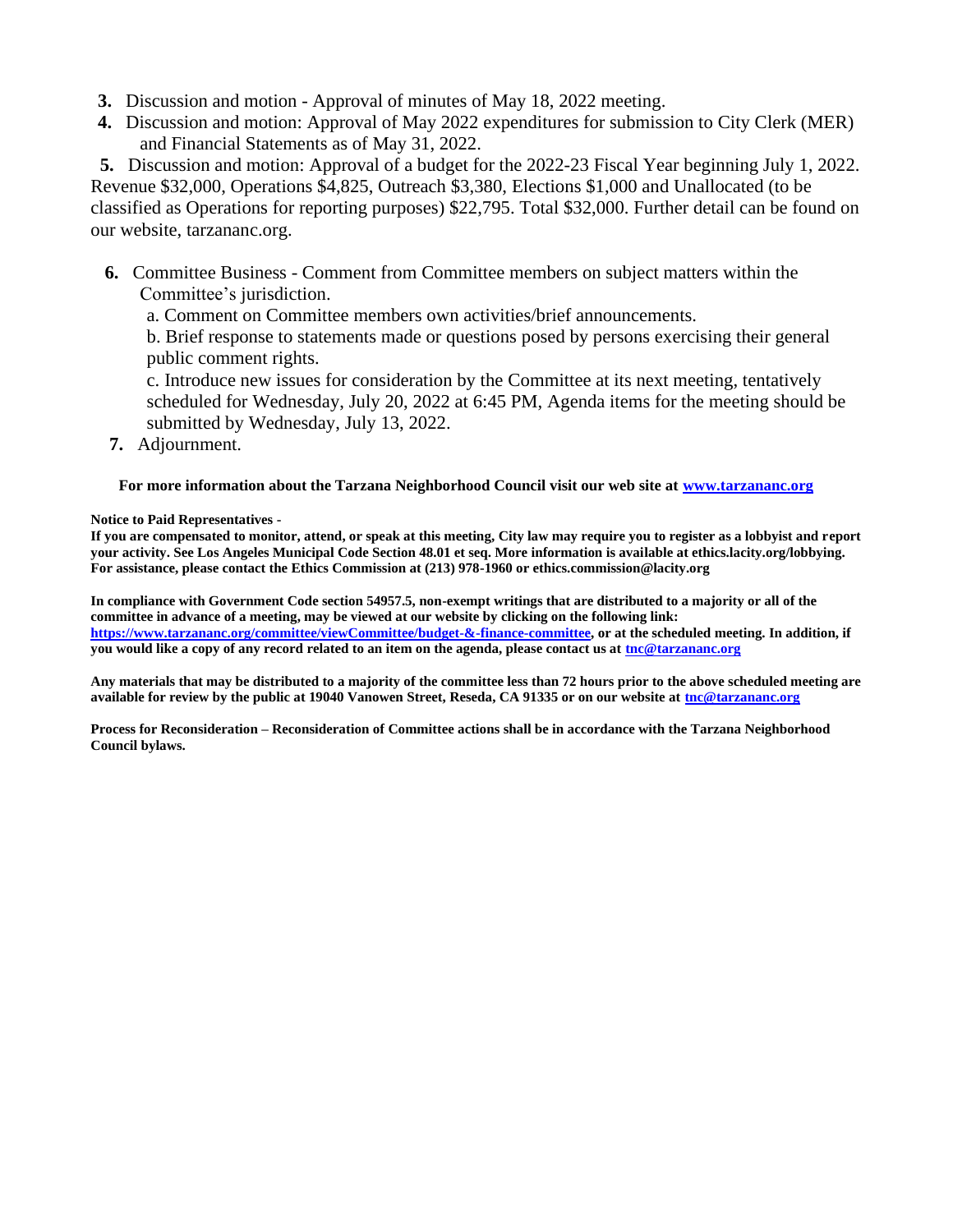3. Discussion and motion - Approval of minutes of May 18, 2022 meeting.
4. Discussion and motion: Approval of May 2022 expenditures for submission to City Clerk (MER) and Financial Statements as of May 31, 2022.
5. Discussion and motion: Approval of a budget for the 2022-23 Fiscal Year beginning July 1, 2022. Revenue $32,000, Operations $4,825, Outreach $3,380, Elections $1,000 and Unallocated (to be classified as Operations for reporting purposes) $22,795. Total $32,000. Further detail can be found on our website, tarzananc.org.
6. Committee Business - Comment from Committee members on subject matters within the Committee's jurisdiction.
   a. Comment on Committee members own activities/brief announcements.
   b. Brief response to statements made or questions posed by persons exercising their general public comment rights.
   c. Introduce new issues for consideration by the Committee at its next meeting, tentatively scheduled for Wednesday, July 20, 2022 at 6:45 PM, Agenda items for the meeting should be submitted by Wednesday, July 13, 2022.
7. Adjournment.

**For more information about the Tarzana Neighborhood Council visit our web site at [www.tarzananc.org](www.tarzananc.org)**

**Notice to Paid Representatives -**
**If you are compensated to monitor, attend, or speak at this meeting, City law may require you to register as a lobbyist and report your activity. See Los Angeles Municipal Code Section 48.01 et seq. More information is available at ethics.lacity.org/lobbying. For assistance, please contact the Ethics Commission at (213) 978-1960 or ethics.commission@lacity.org**

**In compliance with Government Code section 54957.5, non-exempt writings that are distributed to a majority or all of the committee in advance of a meeting, may be viewed at our website by clicking on the following link: [https://www.tarzananc.org/committee/viewCommittee/budget-&-finance-committee](https://www.tarzananc.org/committee/viewCommittee/budget-&-finance-committee), or at the scheduled meeting. In addition, if you would like a copy of any record related to an item on the agenda, please contact us at [tnc@tarzananc.org](mailto:tnc@tarzananc.org)**

**Any materials that may be distributed to a majority of the committee less than 72 hours prior to the above scheduled meeting are available for review by the public at 19040 Vanowen Street, Reseda, CA 91335 or on our website at [tnc@tarzananc.org](mailto:tnc@tarzananc.org)**

**Process for Reconsideration – Reconsideration of Committee actions shall be in accordance with the Tarzana Neighborhood Council bylaws.**